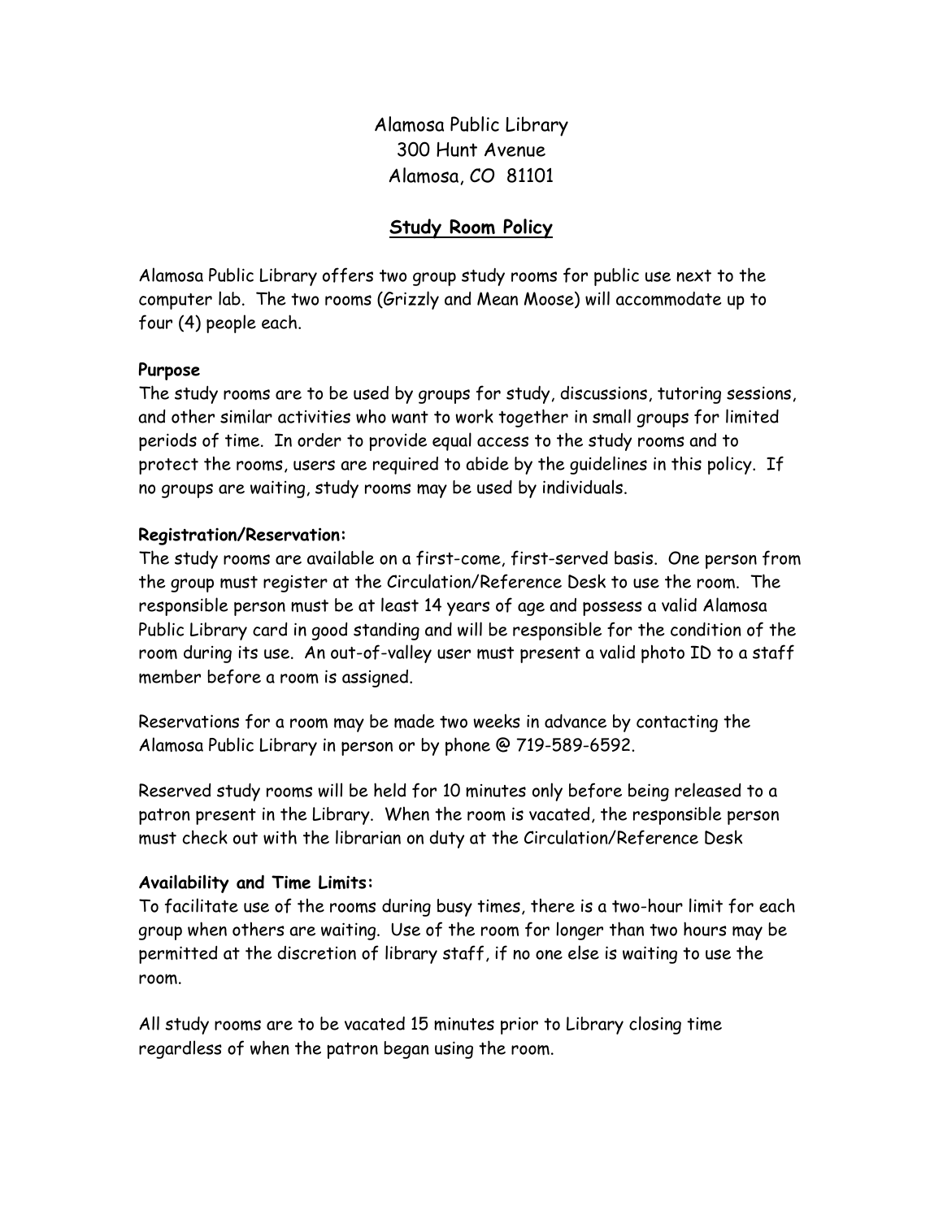Alamosa Public Library
300 Hunt Avenue
Alamosa, CO 81101

# Study Room Policy

Alamosa Public Library offers two group study rooms for public use next to the computer lab. The two rooms (Grizzly and Mean Moose) will accommodate up to four (4) people each.

**Purpose**

The study rooms are to be used by groups for study, discussions, tutoring sessions, and other similar activities who want to work together in small groups for limited periods of time. In order to provide equal access to the study rooms and to protect the rooms, users are required to abide by the guidelines in this policy. If no groups are waiting, study rooms may be used by individuals.

**Registration/Reservation:**

The study rooms are available on a first-come, first-served basis. One person from the group must register at the Circulation/Reference Desk to use the room. The responsible person must be at least 14 years of age and possess a valid Alamosa Public Library card in good standing and will be responsible for the condition of the room during its use. An out-of-valley user must present a valid photo ID to a staff member before a room is assigned.

Reservations for a room may be made two weeks in advance by contacting the Alamosa Public Library in person or by phone @ 719-589-6592.

Reserved study rooms will be held for 10 minutes only before being released to a patron present in the Library. When the room is vacated, the responsible person must check out with the librarian on duty at the Circulation/Reference Desk

**Availability and Time Limits:**

To facilitate use of the rooms during busy times, there is a two-hour limit for each group when others are waiting. Use of the room for longer than two hours may be permitted at the discretion of library staff, if no one else is waiting to use the room.

All study rooms are to be vacated 15 minutes prior to Library closing time regardless of when the patron began using the room.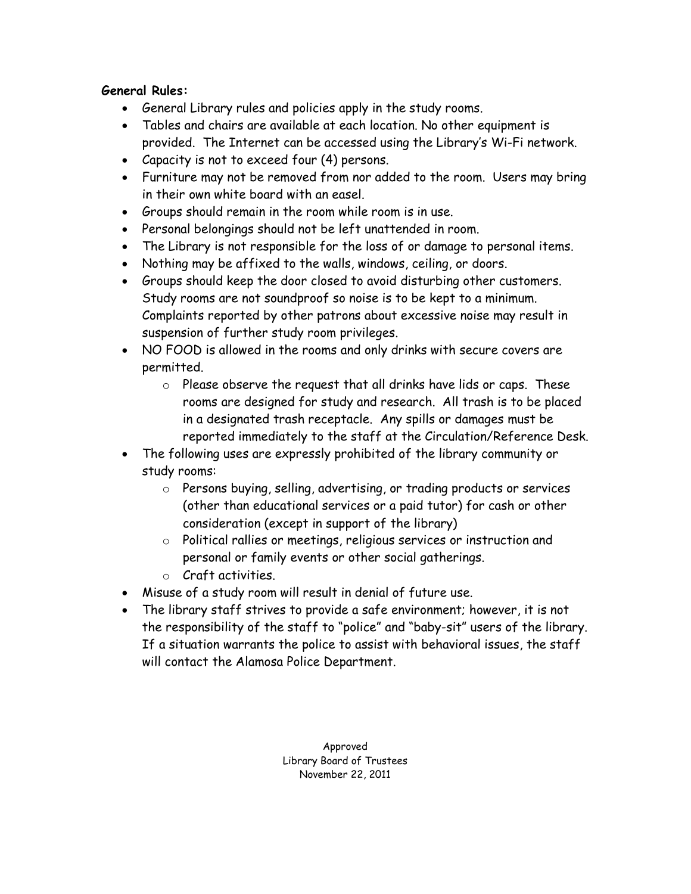**General Rules:**

- General Library rules and policies apply in the study rooms.
- Tables and chairs are available at each location. No other equipment is provided. The Internet can be accessed using the Library's Wi-Fi network.
- Capacity is not to exceed four (4) persons.
- Furniture may not be removed from nor added to the room. Users may bring in their own white board with an easel.
- Groups should remain in the room while room is in use.
- Personal belongings should not be left unattended in room.
- The Library is not responsible for the loss of or damage to personal items.
- Nothing may be affixed to the walls, windows, ceiling, or doors.
- Groups should keep the door closed to avoid disturbing other customers. Study rooms are not soundproof so noise is to be kept to a minimum. Complaints reported by other patrons about excessive noise may result in suspension of further study room privileges.
- NO FOOD is allowed in the rooms and only drinks with secure covers are permitted.
  - Please observe the request that all drinks have lids or caps. These rooms are designed for study and research. All trash is to be placed in a designated trash receptacle. Any spills or damages must be reported immediately to the staff at the Circulation/Reference Desk.
- The following uses are expressly prohibited of the library community or study rooms:
  - Persons buying, selling, advertising, or trading products or services (other than educational services or a paid tutor) for cash or other consideration (except in support of the library)
  - Political rallies or meetings, religious services or instruction and personal or family events or other social gatherings.
  - Craft activities.
- Misuse of a study room will result in denial of future use.
- The library staff strives to provide a safe environment; however, it is not the responsibility of the staff to "police" and "baby-sit" users of the library. If a situation warrants the police to assist with behavioral issues, the staff will contact the Alamosa Police Department.

Approved
Library Board of Trustees
November 22, 2011